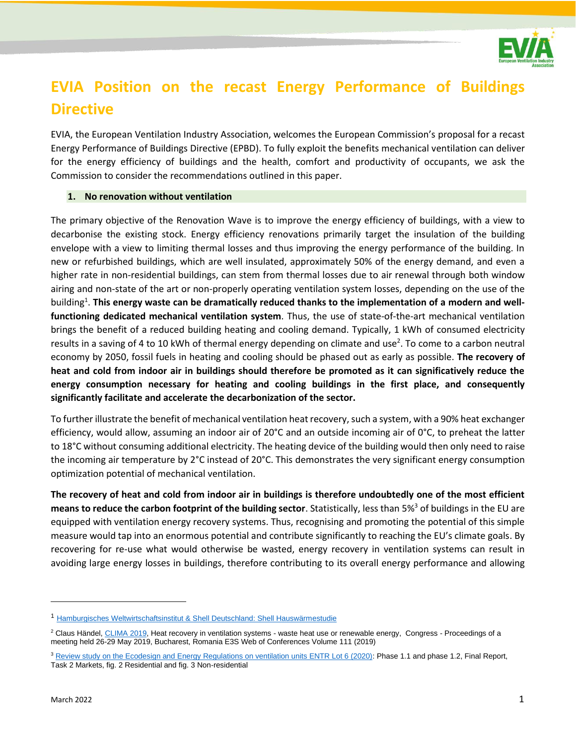# EVIA Position on the recast Energy Performance of Buildings Directive

EVIA, the European Ventilation Industry Association, welcomes the European Commission's proposal for a recast Energy Performance of Buildings Directive (EPBD). To fully exploit the benefits mechanical ventilation can deliver for the energy efficiency of buildings and the health, comfort and productivity of occupants, we ask the Commission to consider the recommendations outlined in this paper.

## 1. No renovation without ventilation

The primary objective of the Renovation Wave is to improve the energy efficiency of buildings, with a view to decarbonise the existing stock. Energy efficiency renovations primarily target the insulation of the building envelope with a view to limiting thermal losses and thus improving the energy performance of the building. In new or refurbished buildings, which are well insulated, approximately 50% of the energy demand, and even a higher rate in non-residential buildings, can stem from thermal losses due to air renewal through both window airing and non-state of the art or non-properly operating ventilation system losses, depending on the use of the building[1]. **This energy waste can be dramatically reduced thanks to the implementation of a modern and well-functioning dedicated mechanical ventilation system**. Thus, the use of state-of-the-art mechanical ventilation brings the benefit of a reduced building heating and cooling demand. Typically, 1 kWh of consumed electricity results in a saving of 4 to 10 kWh of thermal energy depending on climate and use[2]. To come to a carbon neutral economy by 2050, fossil fuels in heating and cooling should be phased out as early as possible. **The recovery of heat and cold from indoor air in buildings should therefore be promoted as it can significatively reduce the energy consumption necessary for heating and cooling buildings in the first place, and consequently significantly facilitate and accelerate the decarbonization of the sector.**

To further illustrate the benefit of mechanical ventilation heat recovery, such a system, with a 90% heat exchanger efficiency, would allow, assuming an indoor air of 20°C and an outside incoming air of 0°C, to preheat the latter to 18°C without consuming additional electricity. The heating device of the building would then only need to raise the incoming air temperature by 2°C instead of 20°C. This demonstrates the very significant energy consumption optimization potential of mechanical ventilation.

**The recovery of heat and cold from indoor air in buildings is therefore undoubtedly one of the most efficient means to reduce the carbon footprint of the building sector**. Statistically, less than 5%[3] of buildings in the EU are equipped with ventilation energy recovery systems. Thus, recognising and promoting the potential of this simple measure would tap into an enormous potential and contribute significantly to reaching the EU's climate goals. By recovering for re-use what would otherwise be wasted, energy recovery in ventilation systems can result in avoiding large energy losses in buildings, therefore contributing to its overall energy performance and allowing

---

[1] Hamburgisches Weltwirtschaftsinstitut & Shell Deutschland: Shell Hauswärmestudie

[2] Claus Händel, CLIMA 2019, Heat recovery in ventilation systems - waste heat use or renewable energy, Congress - Proceedings of a meeting held 26-29 May 2019, Bucharest, Romania E3S Web of Conferences Volume 111 (2019)

[3] Review study on the Ecodesign and Energy Regulations on ventilation units ENTR Lot 6 (2020): Phase 1.1 and phase 1.2, Final Report, Task 2 Markets, fig. 2 Residential and fig. 3 Non-residential

March 2022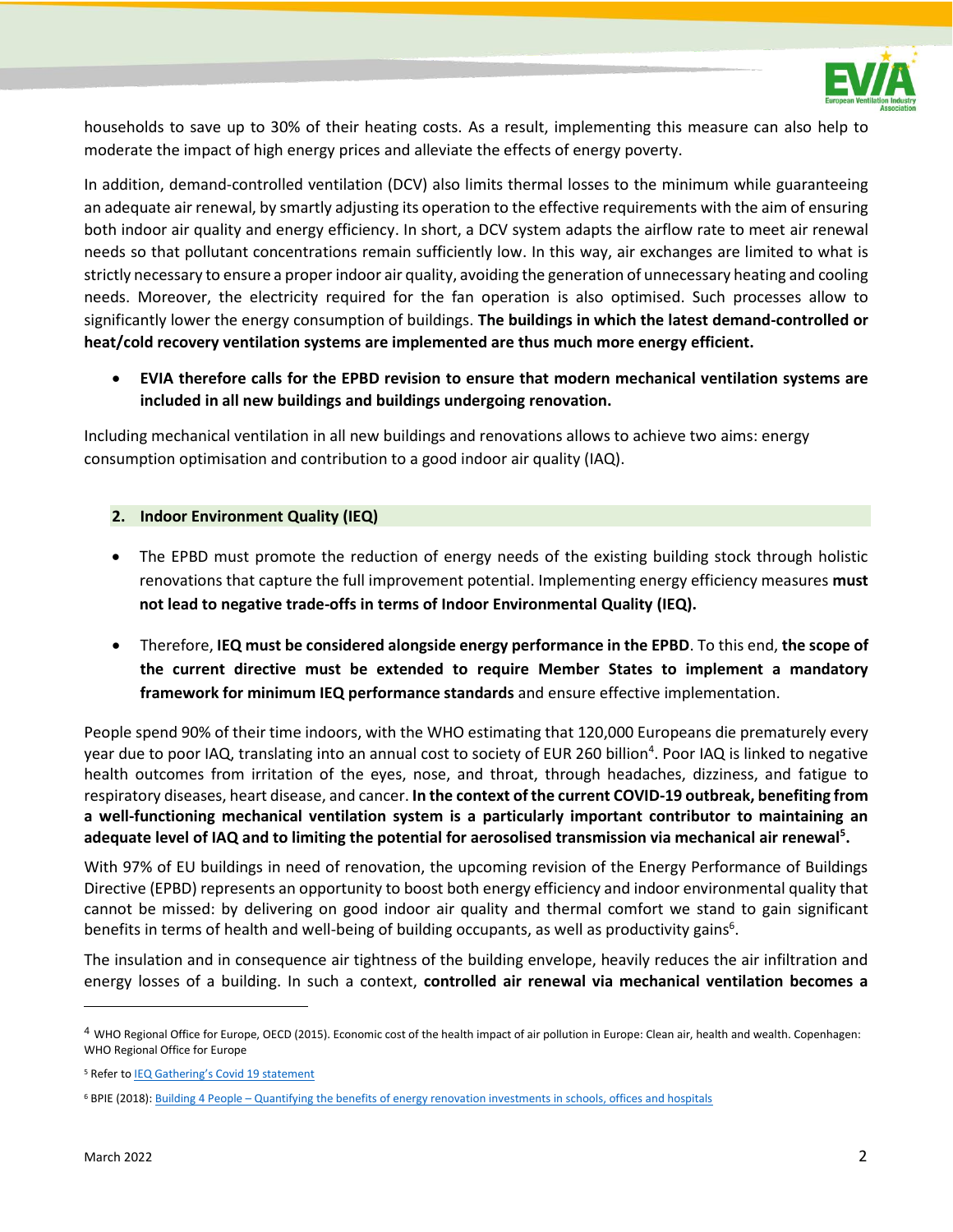households to save up to 30% of their heating costs. As a result, implementing this measure can also help to moderate the impact of high energy prices and alleviate the effects of energy poverty.

In addition, demand-controlled ventilation (DCV) also limits thermal losses to the minimum while guaranteeing an adequate air renewal, by smartly adjusting its operation to the effective requirements with the aim of ensuring both indoor air quality and energy efficiency. In short, a DCV system adapts the airflow rate to meet air renewal needs so that pollutant concentrations remain sufficiently low. In this way, air exchanges are limited to what is strictly necessary to ensure a proper indoor air quality, avoiding the generation of unnecessary heating and cooling needs. Moreover, the electricity required for the fan operation is also optimised. Such processes allow to significantly lower the energy consumption of buildings. **The buildings in which the latest demand-controlled or heat/cold recovery ventilation systems are implemented are thus much more energy efficient.**

- **EVIA therefore calls for the EPBD revision to ensure that modern mechanical ventilation systems are included in all new buildings and buildings undergoing renovation.**

Including mechanical ventilation in all new buildings and renovations allows to achieve two aims: energy consumption optimisation and contribution to a good indoor air quality (IAQ).

## 2. Indoor Environment Quality (IEQ)

- The EPBD must promote the reduction of energy needs of the existing building stock through holistic renovations that capture the full improvement potential. Implementing energy efficiency measures **must not lead to negative trade-offs in terms of Indoor Environmental Quality (IEQ).**
- Therefore, **IEQ must be considered alongside energy performance in the EPBD**. To this end, **the scope of the current directive must be extended to require Member States to implement a mandatory framework for minimum IEQ performance standards** and ensure effective implementation.

People spend 90% of their time indoors, with the WHO estimating that 120,000 Europeans die prematurely every year due to poor IAQ, translating into an annual cost to society of EUR 260 billion[4]. Poor IAQ is linked to negative health outcomes from irritation of the eyes, nose, and throat, through headaches, dizziness, and fatigue to respiratory diseases, heart disease, and cancer. **In the context of the current COVID-19 outbreak, benefiting from a well-functioning mechanical ventilation system is a particularly important contributor to maintaining an adequate level of IAQ and to limiting the potential for aerosolised transmission via mechanical air renewal[5].**

With 97% of EU buildings in need of renovation, the upcoming revision of the Energy Performance of Buildings Directive (EPBD) represents an opportunity to boost both energy efficiency and indoor environmental quality that cannot be missed: by delivering on good indoor air quality and thermal comfort we stand to gain significant benefits in terms of health and well-being of building occupants, as well as productivity gains[6].

The insulation and in consequence air tightness of the building envelope, heavily reduces the air infiltration and energy losses of a building. In such a context, **controlled air renewal via mechanical ventilation becomes a**

---

[4] WHO Regional Office for Europe, OECD (2015). Economic cost of the health impact of air pollution in Europe: Clean air, health and wealth. Copenhagen: WHO Regional Office for Europe

[5] Refer to IEQ Gathering's Covid 19 statement

[6] BPIE (2018): Building 4 People – Quantifying the benefits of energy renovation investments in schools, offices and hospitals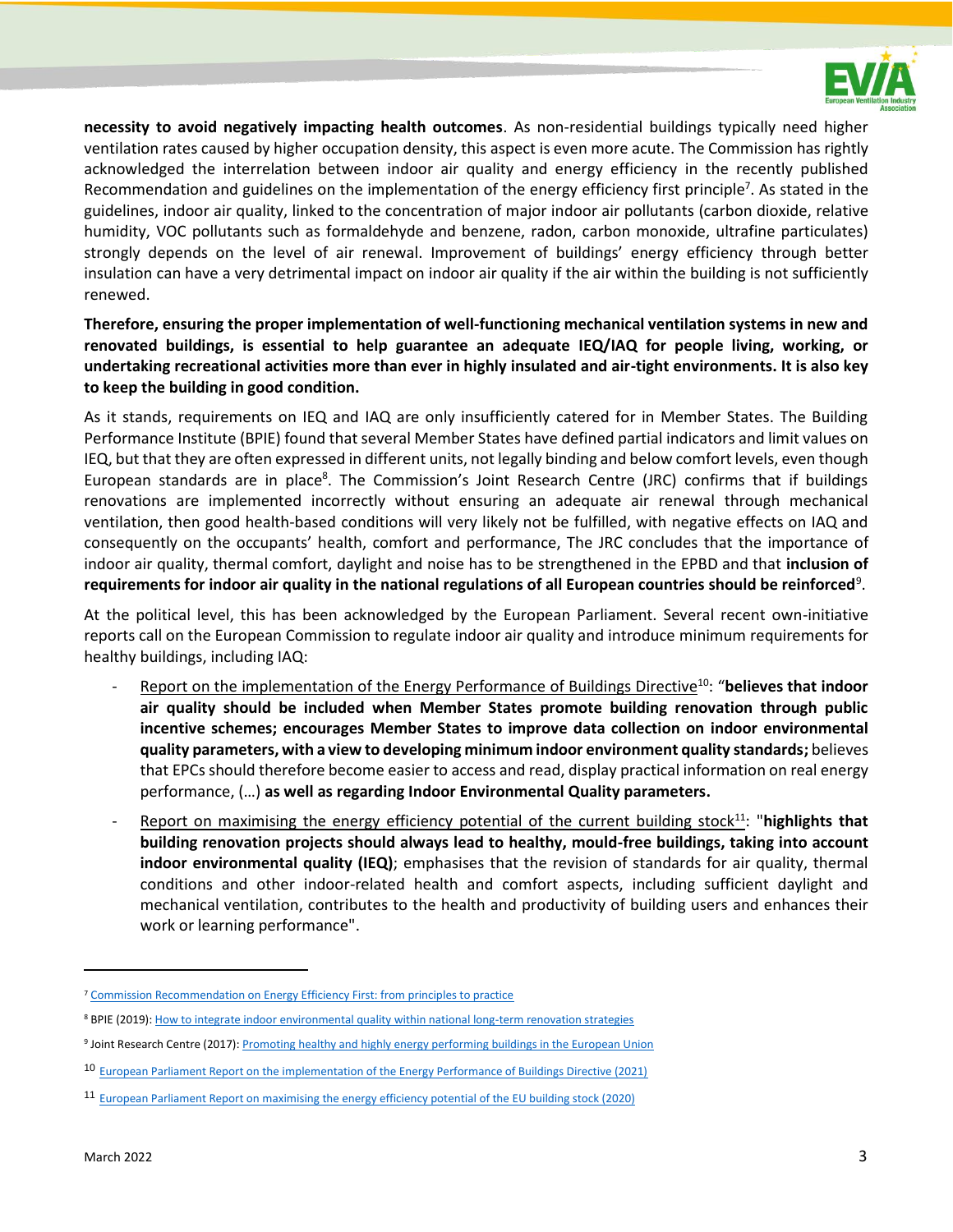**necessity to avoid negatively impacting health outcomes**. As non-residential buildings typically need higher ventilation rates caused by higher occupation density, this aspect is even more acute. The Commission has rightly acknowledged the interrelation between indoor air quality and energy efficiency in the recently published Recommendation and guidelines on the implementation of the energy efficiency first principle[7]. As stated in the guidelines, indoor air quality, linked to the concentration of major indoor air pollutants (carbon dioxide, relative humidity, VOC pollutants such as formaldehyde and benzene, radon, carbon monoxide, ultrafine particulates) strongly depends on the level of air renewal. Improvement of buildings' energy efficiency through better insulation can have a very detrimental impact on indoor air quality if the air within the building is not sufficiently renewed.

**Therefore, ensuring the proper implementation of well-functioning mechanical ventilation systems in new and renovated buildings, is essential to help guarantee an adequate IEQ/IAQ for people living, working, or undertaking recreational activities more than ever in highly insulated and air-tight environments. It is also key to keep the building in good condition.**

As it stands, requirements on IEQ and IAQ are only insufficiently catered for in Member States. The Building Performance Institute (BPIE) found that several Member States have defined partial indicators and limit values on IEQ, but that they are often expressed in different units, not legally binding and below comfort levels, even though European standards are in place[8]. The Commission's Joint Research Centre (JRC) confirms that if buildings renovations are implemented incorrectly without ensuring an adequate air renewal through mechanical ventilation, then good health-based conditions will very likely not be fulfilled, with negative effects on IAQ and consequently on the occupants' health, comfort and performance, The JRC concludes that the importance of indoor air quality, thermal comfort, daylight and noise has to be strengthened in the EPBD and that **inclusion of requirements for indoor air quality in the national regulations of all European countries should be reinforced**[9].

At the political level, this has been acknowledged by the European Parliament. Several recent own-initiative reports call on the European Commission to regulate indoor air quality and introduce minimum requirements for healthy buildings, including IAQ:

- Report on the implementation of the Energy Performance of Buildings Directive[10]: "**believes that indoor air quality should be included when Member States promote building renovation through public incentive schemes; encourages Member States to improve data collection on indoor environmental quality parameters, with a view to developing minimum indoor environment quality standards;** believes that EPCs should therefore become easier to access and read, display practical information on real energy performance, (…) **as well as regarding Indoor Environmental Quality parameters.**
- Report on maximising the energy efficiency potential of the current building stock[11]: "**highlights that building renovation projects should always lead to healthy, mould-free buildings, taking into account indoor environmental quality (IEQ)**; emphasises that the revision of standards for air quality, thermal conditions and other indoor-related health and comfort aspects, including sufficient daylight and mechanical ventilation, contributes to the health and productivity of building users and enhances their work or learning performance".

---

[7] Commission Recommendation on Energy Efficiency First: from principles to practice

[8] BPIE (2019): How to integrate indoor environmental quality within national long-term renovation strategies

[9] Joint Research Centre (2017): Promoting healthy and highly energy performing buildings in the European Union

[10] European Parliament Report on the implementation of the Energy Performance of Buildings Directive (2021)

[11] European Parliament Report on maximising the energy efficiency potential of the EU building stock (2020)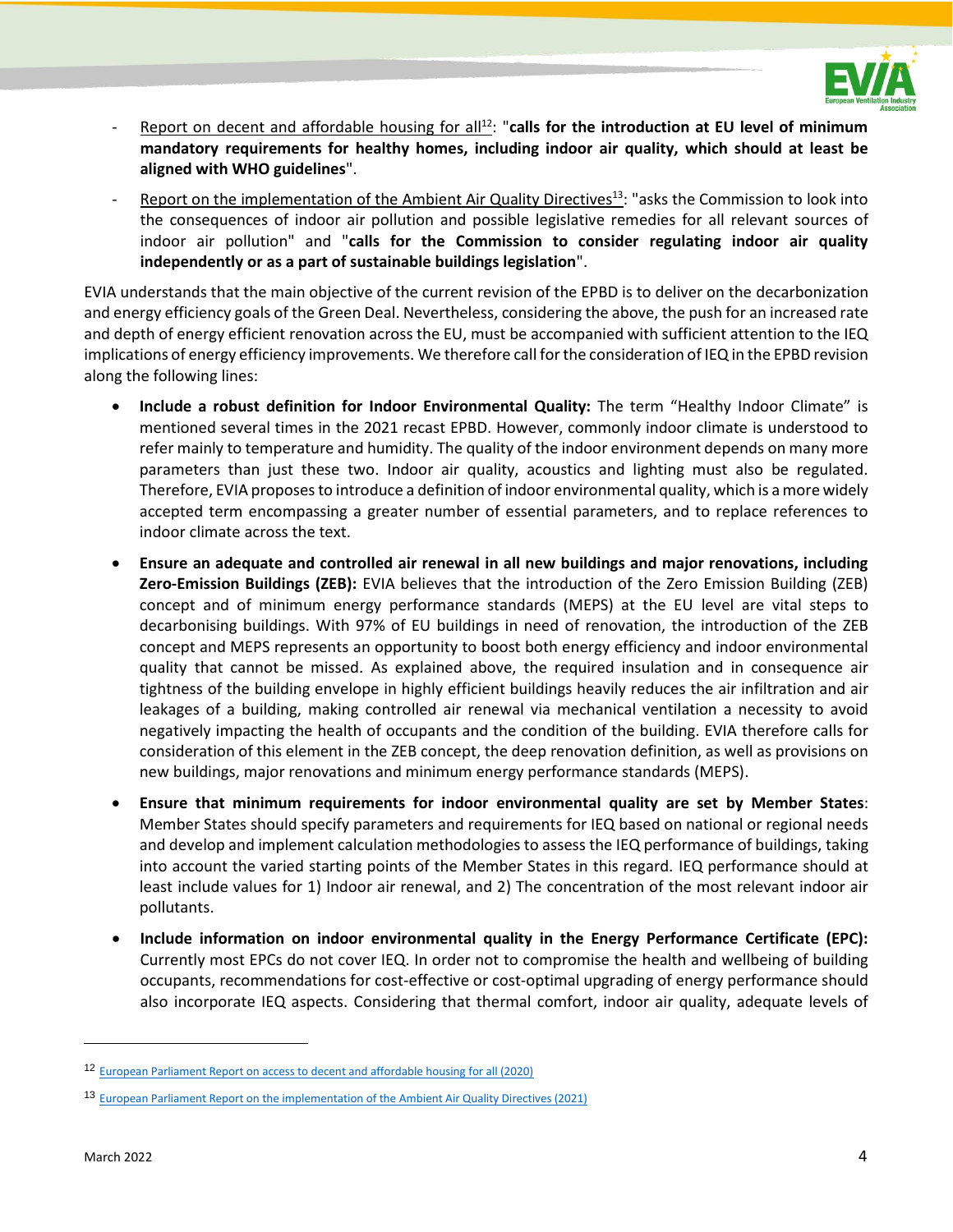- Report on decent and affordable housing for all[12]: "**calls for the introduction at EU level of minimum mandatory requirements for healthy homes, including indoor air quality, which should at least be aligned with WHO guidelines**".
- Report on the implementation of the Ambient Air Quality Directives[13]: "asks the Commission to look into the consequences of indoor air pollution and possible legislative remedies for all relevant sources of indoor air pollution" and "**calls for the Commission to consider regulating indoor air quality independently or as a part of sustainable buildings legislation**".

EVIA understands that the main objective of the current revision of the EPBD is to deliver on the decarbonization and energy efficiency goals of the Green Deal. Nevertheless, considering the above, the push for an increased rate and depth of energy efficient renovation across the EU, must be accompanied with sufficient attention to the IEQ implications of energy efficiency improvements. We therefore call for the consideration of IEQ in the EPBD revision along the following lines:

- **Include a robust definition for Indoor Environmental Quality:** The term "Healthy Indoor Climate" is mentioned several times in the 2021 recast EPBD. However, commonly indoor climate is understood to refer mainly to temperature and humidity. The quality of the indoor environment depends on many more parameters than just these two. Indoor air quality, acoustics and lighting must also be regulated. Therefore, EVIA proposes to introduce a definition of indoor environmental quality, which is a more widely accepted term encompassing a greater number of essential parameters, and to replace references to indoor climate across the text.
- **Ensure an adequate and controlled air renewal in all new buildings and major renovations, including Zero-Emission Buildings (ZEB):** EVIA believes that the introduction of the Zero Emission Building (ZEB) concept and of minimum energy performance standards (MEPS) at the EU level are vital steps to decarbonising buildings. With 97% of EU buildings in need of renovation, the introduction of the ZEB concept and MEPS represents an opportunity to boost both energy efficiency and indoor environmental quality that cannot be missed. As explained above, the required insulation and in consequence air tightness of the building envelope in highly efficient buildings heavily reduces the air infiltration and air leakages of a building, making controlled air renewal via mechanical ventilation a necessity to avoid negatively impacting the health of occupants and the condition of the building. EVIA therefore calls for consideration of this element in the ZEB concept, the deep renovation definition, as well as provisions on new buildings, major renovations and minimum energy performance standards (MEPS).
- **Ensure that minimum requirements for indoor environmental quality are set by Member States**: Member States should specify parameters and requirements for IEQ based on national or regional needs and develop and implement calculation methodologies to assess the IEQ performance of buildings, taking into account the varied starting points of the Member States in this regard. IEQ performance should at least include values for 1) Indoor air renewal, and 2) The concentration of the most relevant indoor air pollutants.
- **Include information on indoor environmental quality in the Energy Performance Certificate (EPC):** Currently most EPCs do not cover IEQ. In order not to compromise the health and wellbeing of building occupants, recommendations for cost-effective or cost-optimal upgrading of energy performance should also incorporate IEQ aspects. Considering that thermal comfort, indoor air quality, adequate levels of

[12] European Parliament Report on access to decent and affordable housing for all (2020)

[13] European Parliament Report on the implementation of the Ambient Air Quality Directives (2021)

March 2022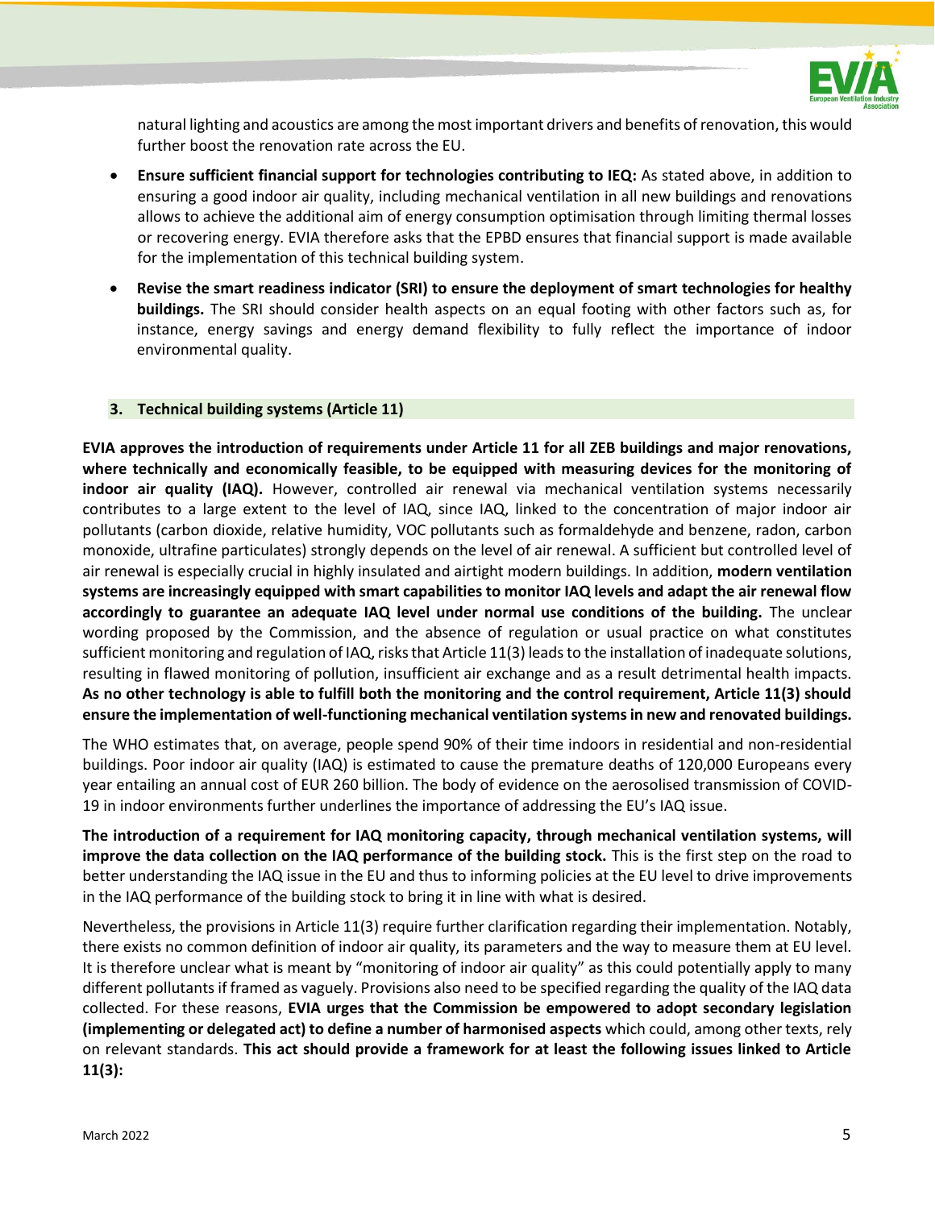natural lighting and acoustics are among the most important drivers and benefits of renovation, this would further boost the renovation rate across the EU.

- **Ensure sufficient financial support for technologies contributing to IEQ:** As stated above, in addition to ensuring a good indoor air quality, including mechanical ventilation in all new buildings and renovations allows to achieve the additional aim of energy consumption optimisation through limiting thermal losses or recovering energy. EVIA therefore asks that the EPBD ensures that financial support is made available for the implementation of this technical building system.
- **Revise the smart readiness indicator (SRI) to ensure the deployment of smart technologies for healthy buildings.** The SRI should consider health aspects on an equal footing with other factors such as, for instance, energy savings and energy demand flexibility to fully reflect the importance of indoor environmental quality.

## 3. Technical building systems (Article 11)

**EVIA approves the introduction of requirements under Article 11 for all ZEB buildings and major renovations, where technically and economically feasible, to be equipped with measuring devices for the monitoring of indoor air quality (IAQ).** However, controlled air renewal via mechanical ventilation systems necessarily contributes to a large extent to the level of IAQ, since IAQ, linked to the concentration of major indoor air pollutants (carbon dioxide, relative humidity, VOC pollutants such as formaldehyde and benzene, radon, carbon monoxide, ultrafine particulates) strongly depends on the level of air renewal. A sufficient but controlled level of air renewal is especially crucial in highly insulated and airtight modern buildings. In addition, **modern ventilation systems are increasingly equipped with smart capabilities to monitor IAQ levels and adapt the air renewal flow accordingly to guarantee an adequate IAQ level under normal use conditions of the building.** The unclear wording proposed by the Commission, and the absence of regulation or usual practice on what constitutes sufficient monitoring and regulation of IAQ, risks that Article 11(3) leads to the installation of inadequate solutions, resulting in flawed monitoring of pollution, insufficient air exchange and as a result detrimental health impacts. **As no other technology is able to fulfill both the monitoring and the control requirement, Article 11(3) should ensure the implementation of well-functioning mechanical ventilation systems in new and renovated buildings.**

The WHO estimates that, on average, people spend 90% of their time indoors in residential and non-residential buildings. Poor indoor air quality (IAQ) is estimated to cause the premature deaths of 120,000 Europeans every year entailing an annual cost of EUR 260 billion. The body of evidence on the aerosolised transmission of COVID-19 in indoor environments further underlines the importance of addressing the EU's IAQ issue.

**The introduction of a requirement for IAQ monitoring capacity, through mechanical ventilation systems, will improve the data collection on the IAQ performance of the building stock.** This is the first step on the road to better understanding the IAQ issue in the EU and thus to informing policies at the EU level to drive improvements in the IAQ performance of the building stock to bring it in line with what is desired.

Nevertheless, the provisions in Article 11(3) require further clarification regarding their implementation. Notably, there exists no common definition of indoor air quality, its parameters and the way to measure them at EU level. It is therefore unclear what is meant by "monitoring of indoor air quality" as this could potentially apply to many different pollutants if framed as vaguely. Provisions also need to be specified regarding the quality of the IAQ data collected. For these reasons, **EVIA urges that the Commission be empowered to adopt secondary legislation (implementing or delegated act) to define a number of harmonised aspects** which could, among other texts, rely on relevant standards. **This act should provide a framework for at least the following issues linked to Article 11(3):**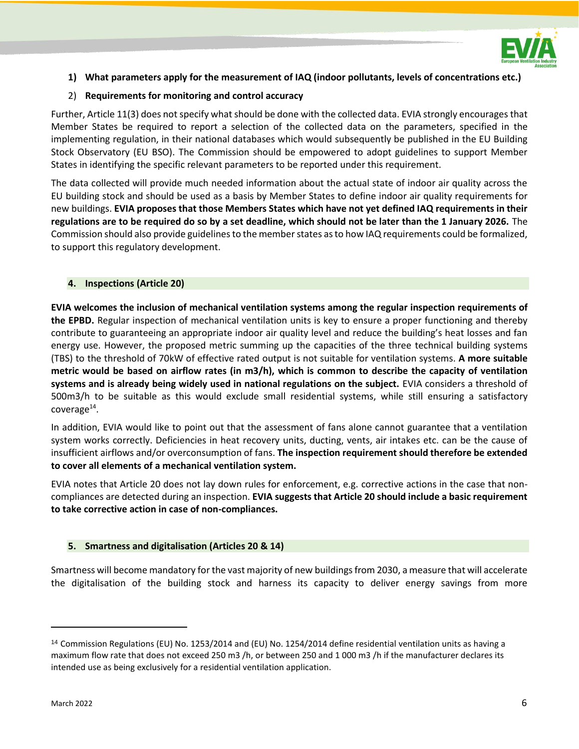1) **What parameters apply for the measurement of IAQ (indoor pollutants, levels of concentrations etc.)**
2) **Requirements for monitoring and control accuracy**

Further, Article 11(3) does not specify what should be done with the collected data. EVIA strongly encourages that Member States be required to report a selection of the collected data on the parameters, specified in the implementing regulation, in their national databases which would subsequently be published in the EU Building Stock Observatory (EU BSO). The Commission should be empowered to adopt guidelines to support Member States in identifying the specific relevant parameters to be reported under this requirement.

The data collected will provide much needed information about the actual state of indoor air quality across the EU building stock and should be used as a basis by Member States to define indoor air quality requirements for new buildings. **EVIA proposes that those Members States which have not yet defined IAQ requirements in their regulations are to be required do so by a set deadline, which should not be later than the 1 January 2026.** The Commission should also provide guidelines to the member states as to how IAQ requirements could be formalized, to support this regulatory development.

## 4. Inspections (Article 20)

**EVIA welcomes the inclusion of mechanical ventilation systems among the regular inspection requirements of the EPBD.** Regular inspection of mechanical ventilation units is key to ensure a proper functioning and thereby contribute to guaranteeing an appropriate indoor air quality level and reduce the building's heat losses and fan energy use. However, the proposed metric summing up the capacities of the three technical building systems (TBS) to the threshold of 70kW of effective rated output is not suitable for ventilation systems. **A more suitable metric would be based on airflow rates (in m3/h), which is common to describe the capacity of ventilation systems and is already being widely used in national regulations on the subject.** EVIA considers a threshold of 500m3/h to be suitable as this would exclude small residential systems, while still ensuring a satisfactory coverage[14].

In addition, EVIA would like to point out that the assessment of fans alone cannot guarantee that a ventilation system works correctly. Deficiencies in heat recovery units, ducting, vents, air intakes etc. can be the cause of insufficient airflows and/or overconsumption of fans. **The inspection requirement should therefore be extended to cover all elements of a mechanical ventilation system.**

EVIA notes that Article 20 does not lay down rules for enforcement, e.g. corrective actions in the case that non-compliances are detected during an inspection. **EVIA suggests that Article 20 should include a basic requirement to take corrective action in case of non-compliances.**

## 5. Smartness and digitalisation (Articles 20 & 14)

Smartness will become mandatory for the vast majority of new buildings from 2030, a measure that will accelerate the digitalisation of the building stock and harness its capacity to deliver energy savings from more

---

[14] Commission Regulations (EU) No. 1253/2014 and (EU) No. 1254/2014 define residential ventilation units as having a maximum flow rate that does not exceed 250 m3 /h, or between 250 and 1 000 m3 /h if the manufacturer declares its intended use as being exclusively for a residential ventilation application.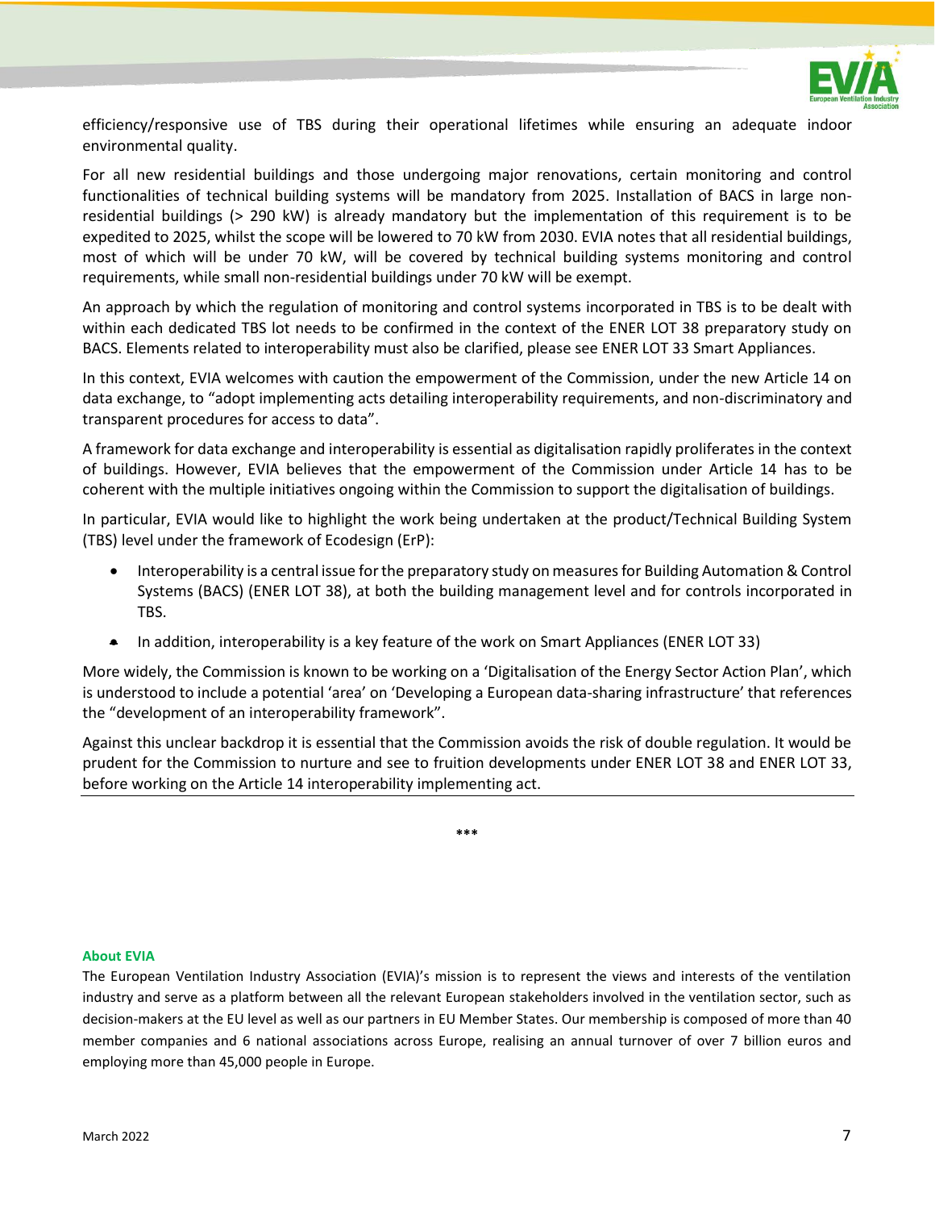efficiency/responsive use of TBS during their operational lifetimes while ensuring an adequate indoor environmental quality.

For all new residential buildings and those undergoing major renovations, certain monitoring and control functionalities of technical building systems will be mandatory from 2025. Installation of BACS in large non-residential buildings (> 290 kW) is already mandatory but the implementation of this requirement is to be expedited to 2025, whilst the scope will be lowered to 70 kW from 2030. EVIA notes that all residential buildings, most of which will be under 70 kW, will be covered by technical building systems monitoring and control requirements, while small non-residential buildings under 70 kW will be exempt.

An approach by which the regulation of monitoring and control systems incorporated in TBS is to be dealt with within each dedicated TBS lot needs to be confirmed in the context of the ENER LOT 38 preparatory study on BACS. Elements related to interoperability must also be clarified, please see ENER LOT 33 Smart Appliances.

In this context, EVIA welcomes with caution the empowerment of the Commission, under the new Article 14 on data exchange, to "adopt implementing acts detailing interoperability requirements, and non-discriminatory and transparent procedures for access to data".

A framework for data exchange and interoperability is essential as digitalisation rapidly proliferates in the context of buildings. However, EVIA believes that the empowerment of the Commission under Article 14 has to be coherent with the multiple initiatives ongoing within the Commission to support the digitalisation of buildings.

In particular, EVIA would like to highlight the work being undertaken at the product/Technical Building System (TBS) level under the framework of Ecodesign (ErP):

- Interoperability is a central issue for the preparatory study on measures for Building Automation & Control Systems (BACS) (ENER LOT 38), at both the building management level and for controls incorporated in TBS.
- In addition, interoperability is a key feature of the work on Smart Appliances (ENER LOT 33)

More widely, the Commission is known to be working on a 'Digitalisation of the Energy Sector Action Plan', which is understood to include a potential 'area' on 'Developing a European data-sharing infrastructure' that references the "development of an interoperability framework".

Against this unclear backdrop it is essential that the Commission avoids the risk of double regulation. It would be prudent for the Commission to nurture and see to fruition developments under ENER LOT 38 and ENER LOT 33, before working on the Article 14 interoperability implementing act.

***

#### About EVIA

The European Ventilation Industry Association (EVIA)'s mission is to represent the views and interests of the ventilation industry and serve as a platform between all the relevant European stakeholders involved in the ventilation sector, such as decision-makers at the EU level as well as our partners in EU Member States. Our membership is composed of more than 40 member companies and 6 national associations across Europe, realising an annual turnover of over 7 billion euros and employing more than 45,000 people in Europe.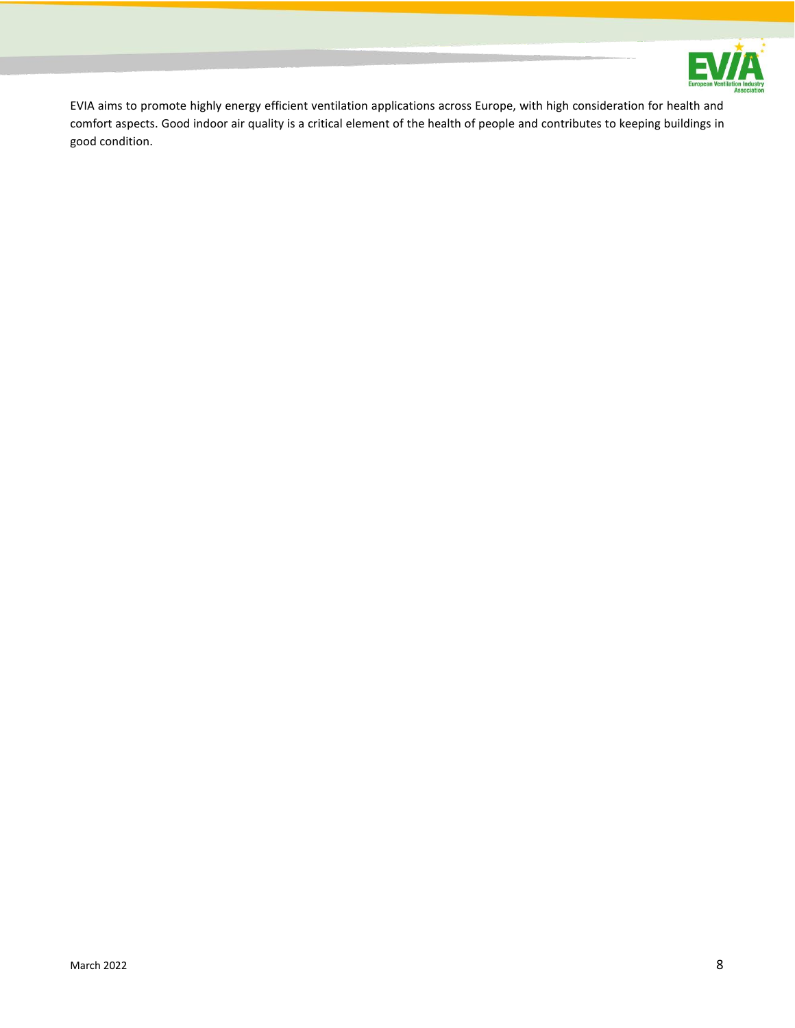EVIA aims to promote highly energy efficient ventilation applications across Europe, with high consideration for health and comfort aspects. Good indoor air quality is a critical element of the health of people and contributes to keeping buildings in good condition.